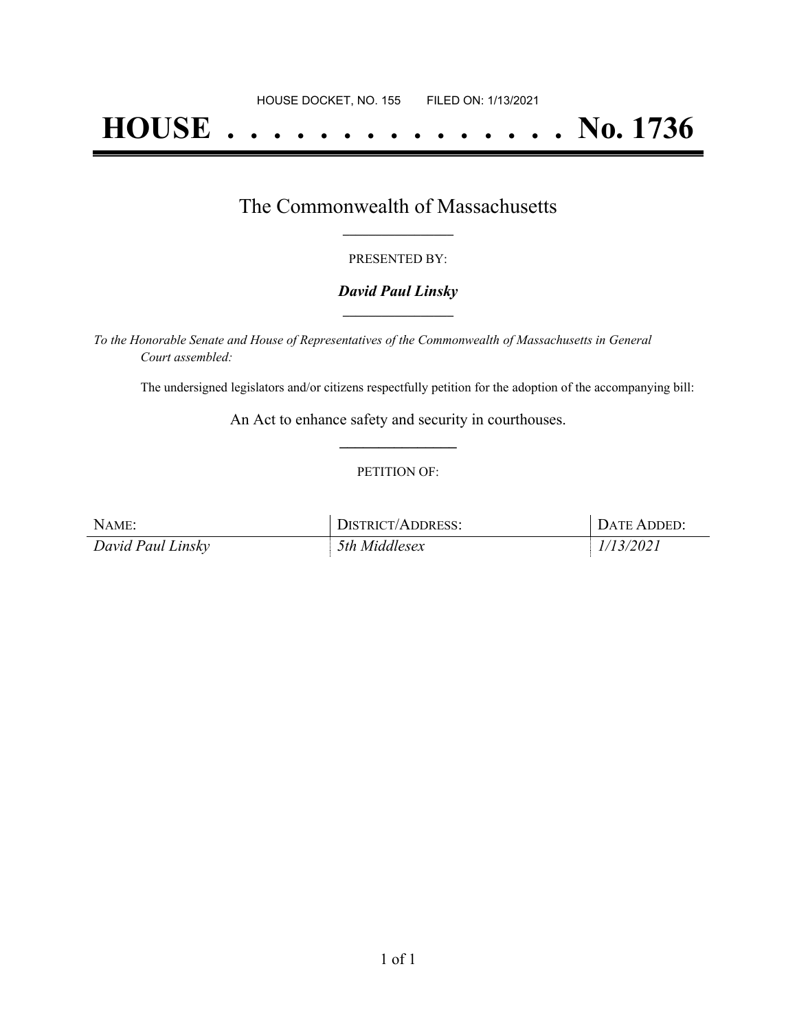HOUSE DOCKET, NO. 155        FILED ON: 1/13/2021

# HOUSE . . . . . . . . . . . . . . . No. 1736

## The Commonwealth of Massachusetts

PRESENTED BY:

***David Paul Linsky***

*To the Honorable Senate and House of Representatives of the Commonwealth of Massachusetts in General Court assembled:*

The undersigned legislators and/or citizens respectfully petition for the adoption of the accompanying bill:

An Act to enhance safety and security in courthouses.

PETITION OF:

| NAME: | DISTRICT/ADDRESS: | DATE ADDED: |
|---|---|---|
| *David Paul Linsky* | *5th Middlesex* | *1/13/2021* |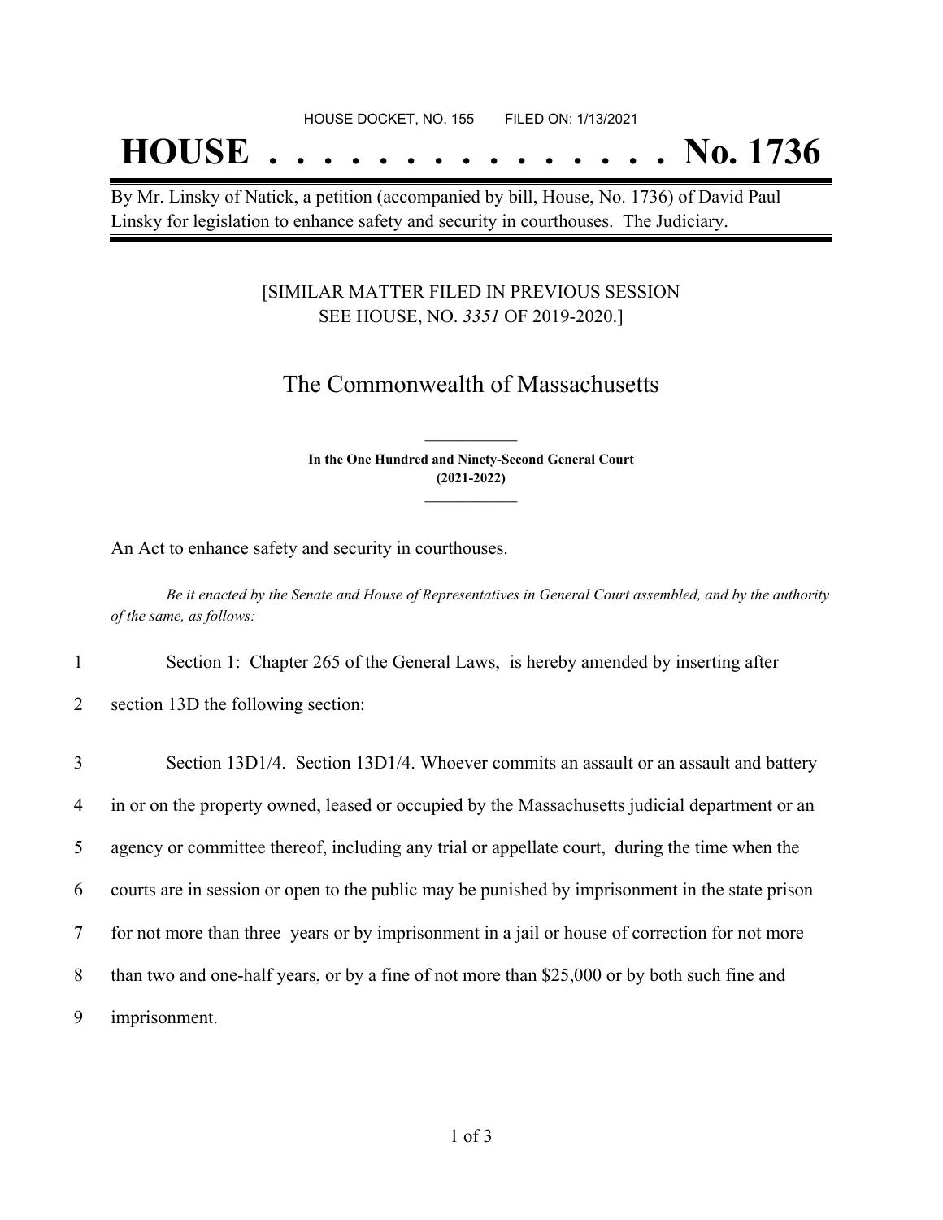HOUSE DOCKET, NO. 155 FILED ON: 1/13/2021

# HOUSE . . . . . . . . . . . . . . . No. 1736

By Mr. Linsky of Natick, a petition (accompanied by bill, House, No. 1736) of David Paul Linsky for legislation to enhance safety and security in courthouses. The Judiciary.

[SIMILAR MATTER FILED IN PREVIOUS SESSION SEE HOUSE, NO. *3351* OF 2019-2020.]

## The Commonwealth of Massachusetts

**In the One Hundred and Ninety-Second General Court (2021-2022)**

An Act to enhance safety and security in courthouses.

*Be it enacted by the Senate and House of Representatives in General Court assembled, and by the authority of the same, as follows:*

1 Section 1: Chapter 265 of the General Laws, is hereby amended by inserting after
2 section 13D the following section:

3 Section 13D1/4. Section 13D1/4. Whoever commits an assault or an assault and battery
4 in or on the property owned, leased or occupied by the Massachusetts judicial department or an
5 agency or committee thereof, including any trial or appellate court, during the time when the
6 courts are in session or open to the public may be punished by imprisonment in the state prison
7 for not more than three years or by imprisonment in a jail or house of correction for not more
8 than two and one-half years, or by a fine of not more than $25,000 or by both such fine and
9 imprisonment.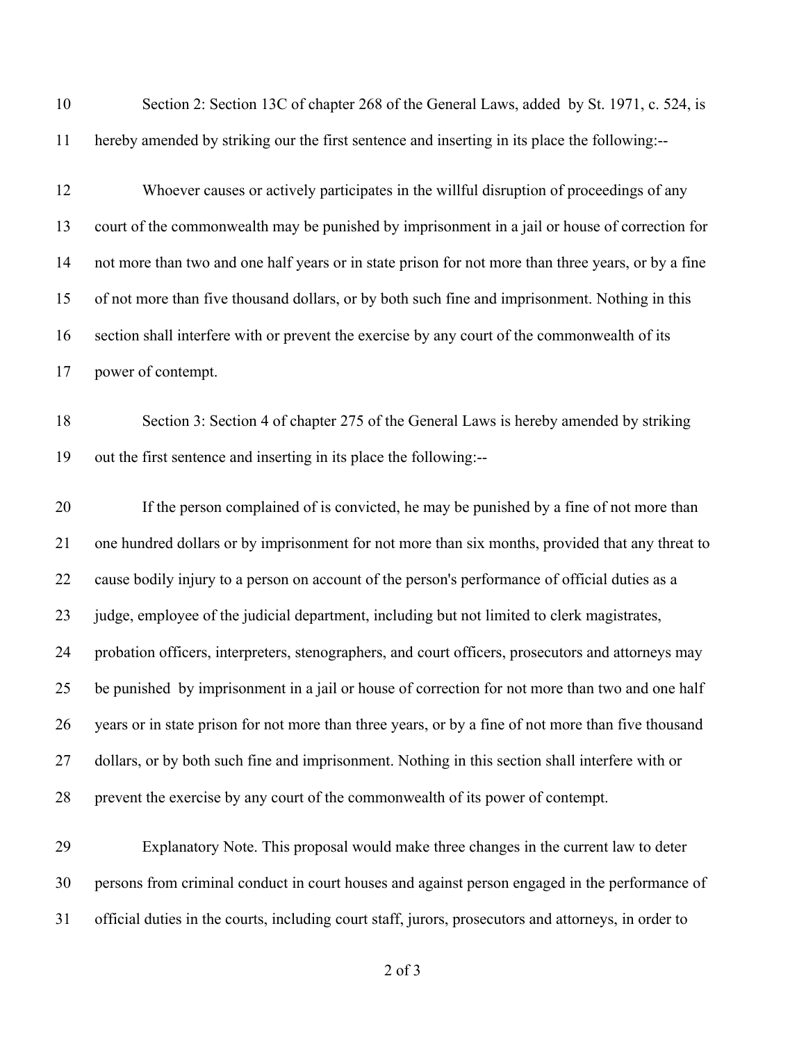Section 2: Section 13C of chapter 268 of the General Laws, added by St. 1971, c. 524, is hereby amended by striking our the first sentence and inserting in its place the following:--

Whoever causes or actively participates in the willful disruption of proceedings of any court of the commonwealth may be punished by imprisonment in a jail or house of correction for not more than two and one half years or in state prison for not more than three years, or by a fine of not more than five thousand dollars, or by both such fine and imprisonment. Nothing in this section shall interfere with or prevent the exercise by any court of the commonwealth of its power of contempt.

Section 3: Section 4 of chapter 275 of the General Laws is hereby amended by striking out the first sentence and inserting in its place the following:--

If the person complained of is convicted, he may be punished by a fine of not more than one hundred dollars or by imprisonment for not more than six months, provided that any threat to cause bodily injury to a person on account of the person's performance of official duties as a judge, employee of the judicial department, including but not limited to clerk magistrates, probation officers, interpreters, stenographers, and court officers, prosecutors and attorneys may be punished by imprisonment in a jail or house of correction for not more than two and one half years or in state prison for not more than three years, or by a fine of not more than five thousand dollars, or by both such fine and imprisonment. Nothing in this section shall interfere with or prevent the exercise by any court of the commonwealth of its power of contempt.

Explanatory Note. This proposal would make three changes in the current law to deter persons from criminal conduct in court houses and against person engaged in the performance of official duties in the courts, including court staff, jurors, prosecutors and attorneys, in order to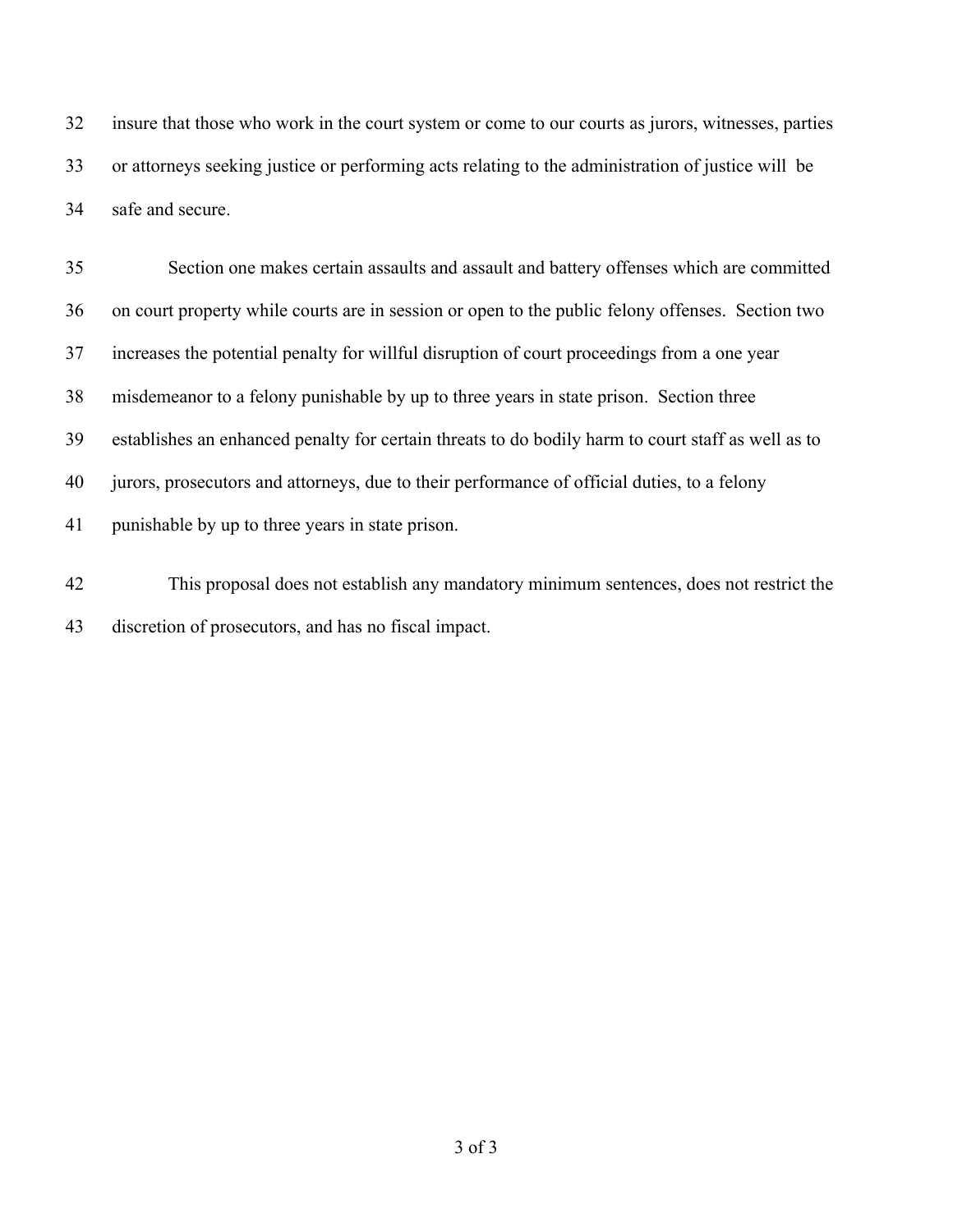insure that those who work in the court system or come to our courts as jurors, witnesses, parties or attorneys seeking justice or performing acts relating to the administration of justice will be safe and secure.

Section one makes certain assaults and assault and battery offenses which are committed on court property while courts are in session or open to the public felony offenses. Section two increases the potential penalty for willful disruption of court proceedings from a one year misdemeanor to a felony punishable by up to three years in state prison. Section three establishes an enhanced penalty for certain threats to do bodily harm to court staff as well as to jurors, prosecutors and attorneys, due to their performance of official duties, to a felony punishable by up to three years in state prison.

This proposal does not establish any mandatory minimum sentences, does not restrict the discretion of prosecutors, and has no fiscal impact.